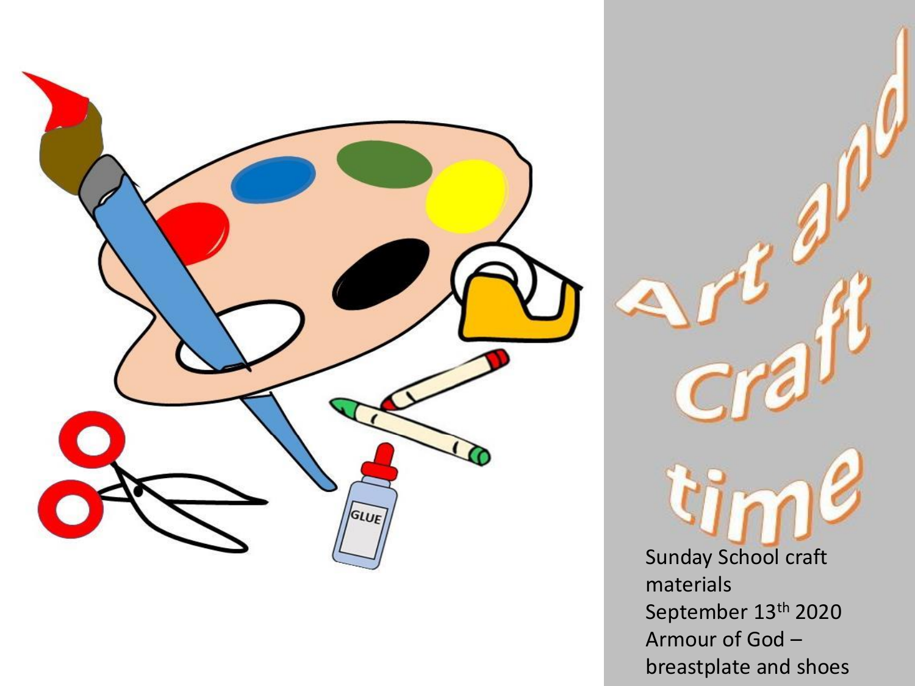# Art and Craft time

Sunday School craft materials
September 13th 2020
Armour of God – breastplate and shoes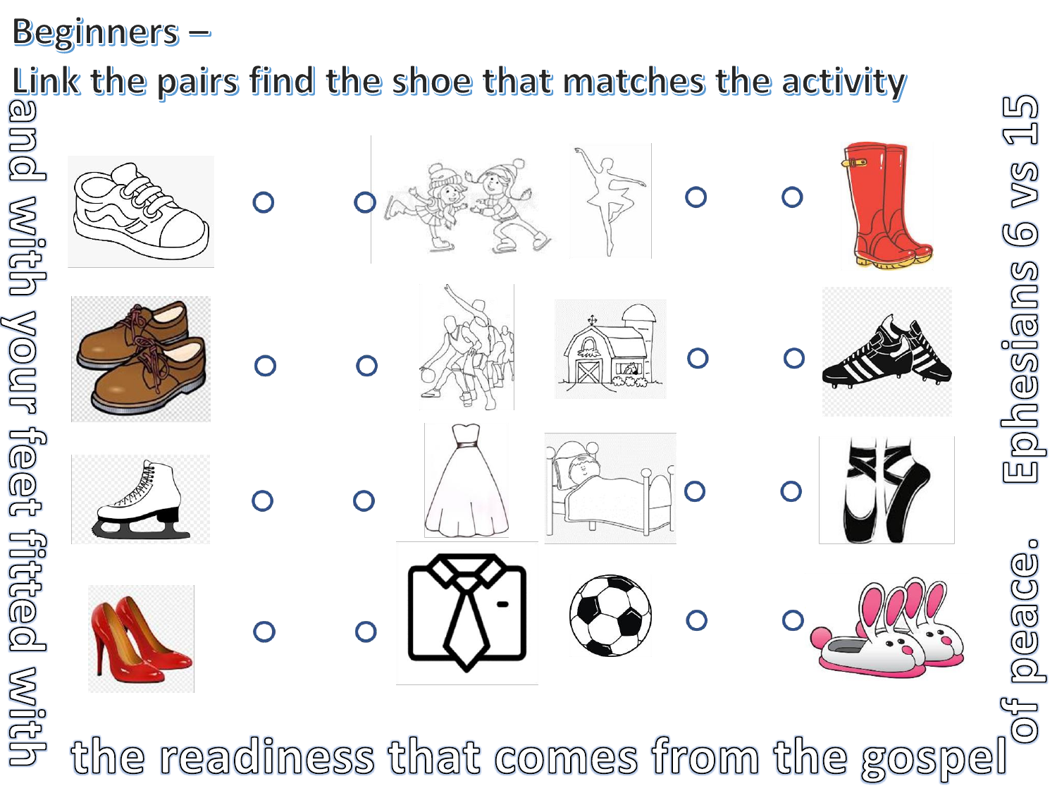Beginners –

Link the pairs find the shoe that matches the activity

and with your feet fitted with the readiness that comes from the gospel of peace. Ephesians 6 vs 15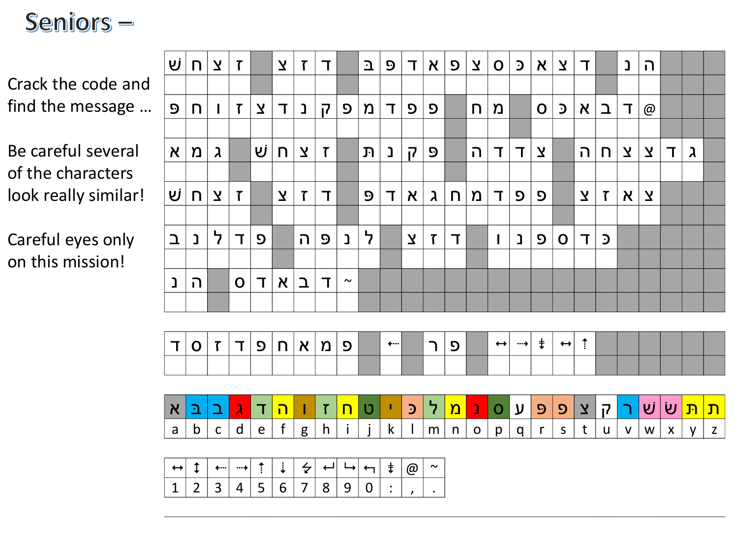# Seniors –

Crack the code and find the message …

Be careful several of the characters look really similar!

Careful eyes only on this mission!

| ש | ח | צ | ז | | צ | ז | ד | | בּ | פּ | ד | א | פ | צ | ס | כּ | א | צ | ד | | נ | ה | | | |
|---|---|---|---|---|---|---|---|---|---|---|---|---|---|---|---|---|---|---|---|---|---|---|---|---|---|
| | | | | | | | | | | | | | | | | | | | | | | | | | |
| פּ | ח | ו | ז | צ | ד | נ | ק | פ | מ | ד | פ | פ | | ח | מ | | ס | כּ | א | ב | ד | @ | | | |
| | | | | | | | | | | | | | | | | | | | | | | | | | |
| א | מ | ג | | שׁ | ח | צ | ז | | תּ | נ | ק | פ | | ה | ד | ד | צ | | ה | ח | צ | צ | ד | ג | |
| | | | | | | | | | | | | | | | | | | | | | | | | | |
| ש | ח | צ | ז | | צ | ז | ד | | פ | ד | א | ג | ח | מ | ד | פ | פ | | צ | ז | א | צ | | | |
| | | | | | | | | | | | | | | | | | | | | | | | | | |
| ב | נ | ל | ד | פ | | ה | פ | נ | ל | | צ | ז | ד | | ו | נ | פ | ס | ד | כּ | | | | | |
| | | | | | | | | | | | | | | | | | | | | | | | | | |
| נ | ה | | ס | ד | א | ב | ד | ~ | | | | | | | | | | | | | | | | | |
| | | | | | | | | | | | | | | | | | | | | | | | | | |

| ד | ס | ז | ד | פ | ח | א | מ | פ | | ⇠ | | ר | פ | | ↔ | ⇢ | ‡ | ↔ | ⇡ | | | | | | |
|---|---|---|---|---|---|---|---|---|---|---|---|---|---|---|---|---|---|---|---|---|---|---|---|---|---|
| | | | | | | | | | | | | | | | | | | | | | | | | | |

| א | בּ | ב | ג | ד | ה | ו | ז | ח | ט | י | כּ | ל | מ | נ | ס | ע | פּ | פ | צ | ק | ר | שׁ | שׂ | תּ | ת |
|---|---|---|---|---|---|---|---|---|---|---|---|---|---|---|---|---|---|---|---|---|---|---|---|---|---|
| a | b | c | d | e | f | g | h | i | j | k | l | m | n | o | p | q | r | s | t | u | v | w | x | y | z |

| ↔ | ↕ | ⇠ | ⇢ | ⇡ | ⇣ | ↯ | ↵ | ↳ | ↰ | ‡ | @ | ~ |
|---|---|---|---|---|---|---|---|---|---|---|---|---|
| 1 | 2 | 3 | 4 | 5 | 6 | 7 | 8 | 9 | 0 | : | , | . |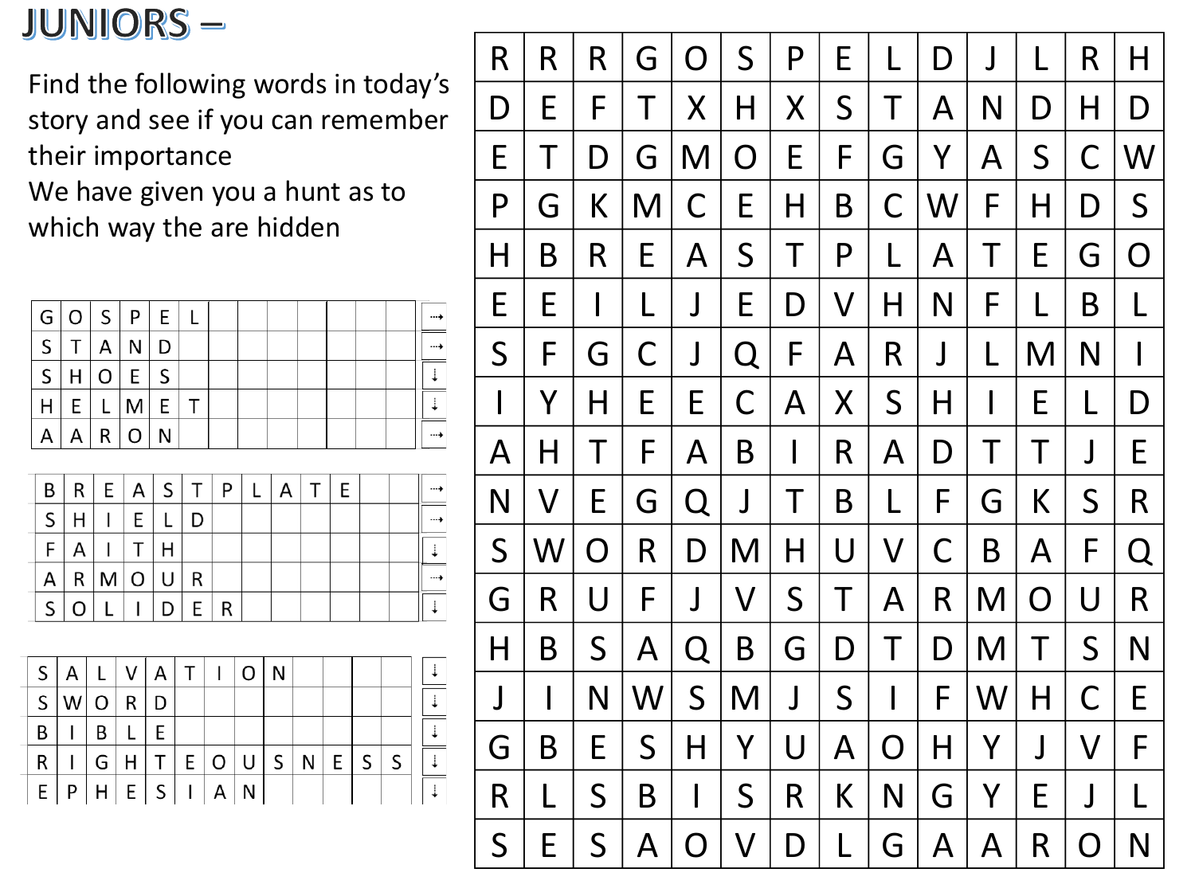# JUNIORS –

Find the following words in today's story and see if you can remember their importance

We have given you a hunt as to which way the are hidden

| | |
|---|---|
| GOSPEL | → |
| STAND | → |
| SHOES | ↓ |
| HELMET | ↓ |
| AARON | → |

| | |
|---|---|
| BREASTPLATE | → |
| SHIELD | → |
| FAITH | ↓ |
| ARMOUR | → |
| SOLIDER | ↓ |

| | |
|---|---|
| SALVATION | ↓ |
| SWORD | ↓ |
| BIBLE | ↓ |
| RIGHTEOUSNESS | ↓ |
| EPHESIAN | ↓ |

| | | | | | | | | | | | | | |
|---|---|---|---|---|---|---|---|---|---|---|---|---|---|
| R | R | R | G | O | S | P | E | L | D | J | L | R | H |
| D | E | F | T | X | H | X | S | T | A | N | D | H | D |
| E | T | D | G | M | O | E | F | G | Y | A | S | C | W |
| P | G | K | M | C | E | H | B | C | W | F | H | D | S |
| H | B | R | E | A | S | T | P | L | A | T | E | G | O |
| E | E | I | L | J | E | D | V | H | N | F | L | B | L |
| S | F | G | C | J | Q | F | A | R | J | L | M | N | I |
| I | Y | H | E | E | C | A | X | S | H | I | E | L | D |
| A | H | T | F | A | B | I | R | A | D | T | T | J | E |
| N | V | E | G | Q | J | T | B | L | F | G | K | S | R |
| S | W | O | R | D | M | H | U | V | C | B | A | F | Q |
| G | R | U | F | J | V | S | T | A | R | M | O | U | R |
| H | B | S | A | Q | B | G | D | T | D | M | T | S | N |
| J | I | N | W | S | M | J | S | I | F | W | H | C | E |
| G | B | E | S | H | Y | U | A | O | H | Y | J | V | F |
| R | L | S | B | I | S | R | K | N | G | Y | E | J | L |
| S | E | S | A | O | V | D | L | G | A | A | R | O | N |